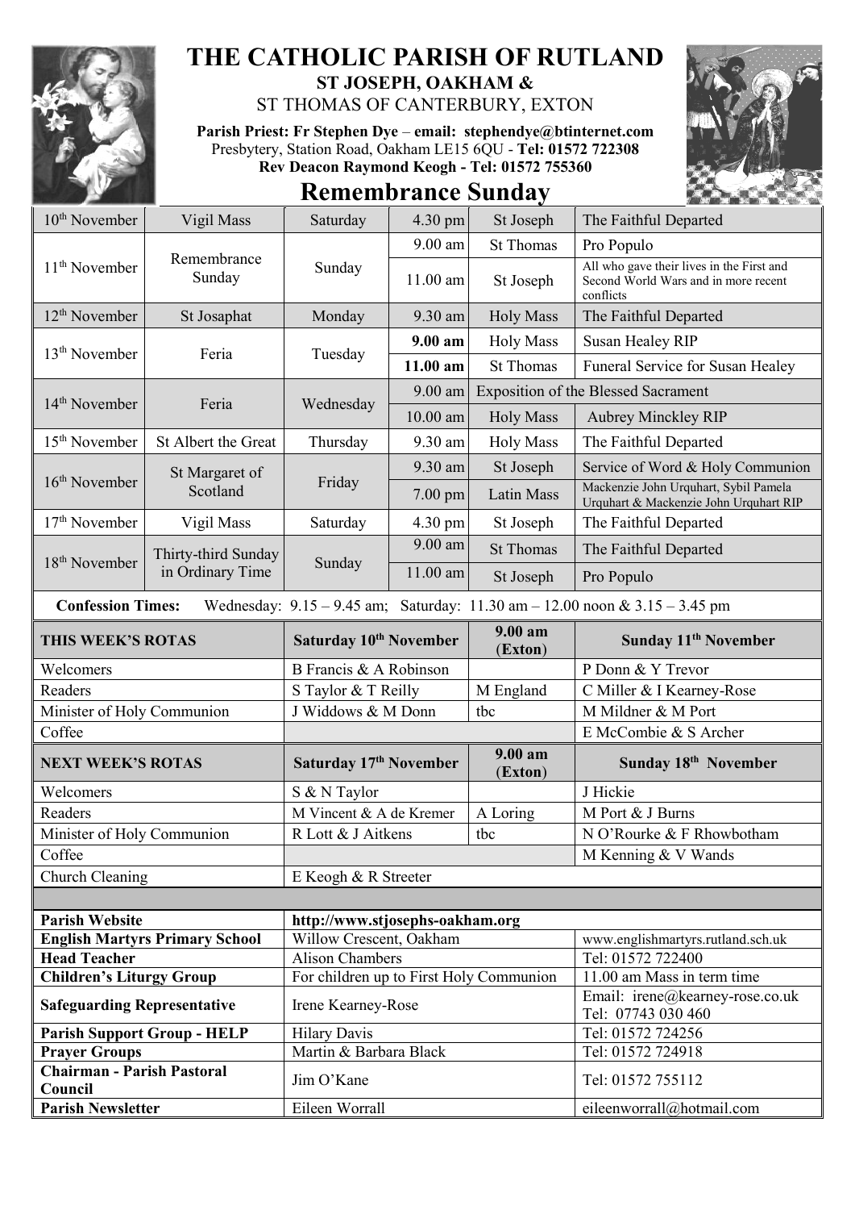# THE CATHOLIC PARISH OF RUTLAND

## ST JOSEPH, OAKHAM &

## ST THOMAS OF CANTERBURY, EXTON

**Parish Priest: Fr Stephen Dye** – **email: stephendye@btinternet.com**
Presbytery, Station Road, Oakham LE15 6QU - **Tel: 01572 722308**
**Rev Deacon Raymond Keogh - Tel: 01572 755360**

# Remembrance Sunday

| | | | | | |
|---|---|---|---|---|---|
| 10th November | Vigil Mass | Saturday | 4.30 pm | St Joseph | The Faithful Departed |
| 11th November | Remembrance Sunday | Sunday | 9.00 am | St Thomas | Pro Populo |
| | | | 11.00 am | St Joseph | All who gave their lives in the First and Second World Wars and in more recent conflicts |
| 12th November | St Josaphat | Monday | 9.30 am | Holy Mass | The Faithful Departed |
| 13th November | Feria | Tuesday | **9.00 am** | Holy Mass | Susan Healey RIP |
| | | | **11.00 am** | St Thomas | Funeral Service for Susan Healey |
| 14th November | Feria | Wednesday | 9.00 am | Exposition of the Blessed Sacrament | |
| | | | 10.00 am | Holy Mass | Aubrey Minckley RIP |
| 15th November | St Albert the Great | Thursday | 9.30 am | Holy Mass | The Faithful Departed |
| 16th November | St Margaret of Scotland | Friday | 9.30 am | St Joseph | Service of Word & Holy Communion |
| | | | 7.00 pm | Latin Mass | Mackenzie John Urquhart, Sybil Pamela Urquhart & Mackenzie John Urquhart RIP |
| 17th November | Vigil Mass | Saturday | 4.30 pm | St Joseph | The Faithful Departed |
| 18th November | Thirty-third Sunday in Ordinary Time | Sunday | 9.00 am | St Thomas | The Faithful Departed |
| | | | 11.00 am | St Joseph | Pro Populo |

**Confession Times:** Wednesday: 9.15 – 9.45 am; Saturday: 11.30 am – 12.00 noon & 3.15 – 3.45 pm

| **THIS WEEK'S ROTAS** | **Saturday 10th November** | **9.00 am (Exton)** | **Sunday 11th November** |
|---|---|---|---|
| Welcomers | B Francis & A Robinson | | P Donn & Y Trevor |
| Readers | S Taylor & T Reilly | M England | C Miller & I Kearney-Rose |
| Minister of Holy Communion | J Widdows & M Donn | tbc | M Mildner & M Port |
| Coffee | | | E McCombie & S Archer |
| **NEXT WEEK'S ROTAS** | **Saturday 17th November** | **9.00 am (Exton)** | **Sunday 18th November** |
| Welcomers | S & N Taylor | | J Hickie |
| Readers | M Vincent & A de Kremer | A Loring | M Port & J Burns |
| Minister of Holy Communion | R Lott & J Aitkens | tbc | N O'Rourke & F Rhowbotham |
| Coffee | | | M Kenning & V Wands |
| Church Cleaning | E Keogh & R Streeter | | |

| | | |
|---|---|---|
| **Parish Website** | **http://www.stjosephs-oakham.org** | |
| **English Martyrs Primary School** | Willow Crescent, Oakham | www.englishmartyrs.rutland.sch.uk |
| **Head Teacher** | Alison Chambers | Tel: 01572 722400 |
| **Children's Liturgy Group** | For children up to First Holy Communion | 11.00 am Mass in term time |
| **Safeguarding Representative** | Irene Kearney-Rose | Email: irene@kearney-rose.co.uk Tel: 07743 030 460 |
| **Parish Support Group - HELP** | Hilary Davis | Tel: 01572 724256 |
| **Prayer Groups** | Martin & Barbara Black | Tel: 01572 724918 |
| **Chairman - Parish Pastoral Council** | Jim O'Kane | Tel: 01572 755112 |
| **Parish Newsletter** | Eileen Worrall | eileenworrall@hotmail.com |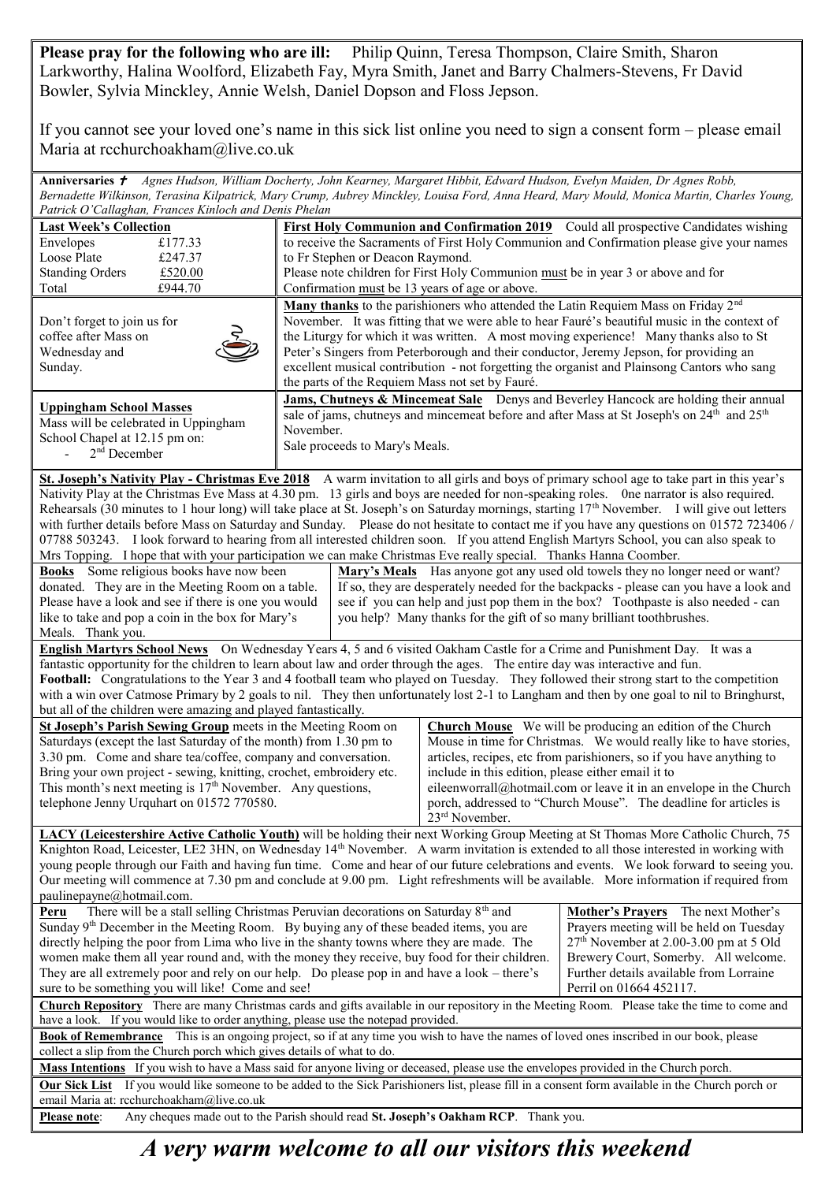**Please pray for the following who are ill:** Philip Quinn, Teresa Thompson, Claire Smith, Sharon Larkworthy, Halina Woolford, Elizabeth Fay, Myra Smith, Janet and Barry Chalmers-Stevens, Fr David Bowler, Sylvia Minckley, Annie Welsh, Daniel Dopson and Floss Jepson.

If you cannot see your loved one's name in this sick list online you need to sign a consent form – please email Maria at rcchurchoakham@live.co.uk

**Anniversaries** ✝ *Agnes Hudson, William Docherty, John Kearney, Margaret Hibbit, Edward Hudson, Evelyn Maiden, Dr Agnes Robb, Bernadette Wilkinson, Terasina Kilpatrick, Mary Crump, Aubrey Minckley, Louisa Ford, Anna Heard, Mary Mould, Monica Martin, Charles Young, Patrick O'Callaghan, Frances Kinloch and Denis Phelan*

**Last Week's Collection**

| | |
|---|---|
| Envelopes | £177.33 |
| Loose Plate | £247.37 |
| Standing Orders | £520.00 |
| Total | £944.70 |

**First Holy Communion and Confirmation 2019** Could all prospective Candidates wishing to receive the Sacraments of First Holy Communion and Confirmation please give your names to Fr Stephen or Deacon Raymond.
Please note children for First Holy Communion must be in year 3 or above and for Confirmation must be 13 years of age or above.

Don't forget to join us for coffee after Mass on Wednesday and Sunday.

**Many thanks** to the parishioners who attended the Latin Requiem Mass on Friday 2nd November. It was fitting that we were able to hear Fauré's beautiful music in the context of the Liturgy for which it was written. A most moving experience! Many thanks also to St Peter's Singers from Peterborough and their conductor, Jeremy Jepson, for providing an excellent musical contribution - not forgetting the organist and Plainsong Cantors who sang the parts of the Requiem Mass not set by Fauré.

**Uppingham School Masses**
Mass will be celebrated in Uppingham School Chapel at 12.15 pm on:
- 2nd December

**Jams, Chutneys & Mincemeat Sale** Denys and Beverley Hancock are holding their annual sale of jams, chutneys and mincemeat before and after Mass at St Joseph's on 24th and 25th November.
Sale proceeds to Mary's Meals.

**St. Joseph's Nativity Play - Christmas Eve 2018** A warm invitation to all girls and boys of primary school age to take part in this year's Nativity Play at the Christmas Eve Mass at 4.30 pm. 13 girls and boys are needed for non-speaking roles. 0ne narrator is also required. Rehearsals (30 minutes to 1 hour long) will take place at St. Joseph's on Saturday mornings, starting 17th November. I will give out letters with further details before Mass on Saturday and Sunday. Please do not hesitate to contact me if you have any questions on 01572 723406 / 07788 503243. I look forward to hearing from all interested children soon. If you attend English Martyrs School, you can also speak to Mrs Topping. I hope that with your participation we can make Christmas Eve really special. Thanks Hanna Coomber.

**Books** Some religious books have now been donated. They are in the Meeting Room on a table. Please have a look and see if there is one you would like to take and pop a coin in the box for Mary's Meals. Thank you.

**Mary's Meals** Has anyone got any used old towels they no longer need or want? If so, they are desperately needed for the backpacks - please can you have a look and see if you can help and just pop them in the box? Toothpaste is also needed - can you help? Many thanks for the gift of so many brilliant toothbrushes.

**English Martyrs School News** On Wednesday Years 4, 5 and 6 visited Oakham Castle for a Crime and Punishment Day. It was a fantastic opportunity for the children to learn about law and order through the ages. The entire day was interactive and fun.
**Football:** Congratulations to the Year 3 and 4 football team who played on Tuesday. They followed their strong start to the competition with a win over Catmose Primary by 2 goals to nil. They then unfortunately lost 2-1 to Langham and then by one goal to nil to Bringhurst, but all of the children were amazing and played fantastically.

**St Joseph's Parish Sewing Group** meets in the Meeting Room on Saturdays (except the last Saturday of the month) from 1.30 pm to 3.30 pm. Come and share tea/coffee, company and conversation. Bring your own project - sewing, knitting, crochet, embroidery etc. This month's next meeting is 17th November. Any questions, telephone Jenny Urquhart on 01572 770580.

**Church Mouse** We will be producing an edition of the Church Mouse in time for Christmas. We would really like to have stories, articles, recipes, etc from parishioners, so if you have anything to include in this edition, please either email it to eileenworrall@hotmail.com or leave it in an envelope in the Church porch, addressed to "Church Mouse". The deadline for articles is 23rd November.

**LACY (Leicestershire Active Catholic Youth)** will be holding their next Working Group Meeting at St Thomas More Catholic Church, 75 Knighton Road, Leicester, LE2 3HN, on Wednesday 14th November. A warm invitation is extended to all those interested in working with young people through our Faith and having fun time. Come and hear of our future celebrations and events. We look forward to seeing you. Our meeting will commence at 7.30 pm and conclude at 9.00 pm. Light refreshments will be available. More information if required from paulinepayne@hotmail.com.

**Peru** There will be a stall selling Christmas Peruvian decorations on Saturday 8th and Sunday 9th December in the Meeting Room. By buying any of these beaded items, you are directly helping the poor from Lima who live in the shanty towns where they are made. The women make them all year round and, with the money they receive, buy food for their children. They are all extremely poor and rely on our help. Do please pop in and have a look – there's sure to be something you will like! Come and see!

**Mother's Prayers** The next Mother's Prayers meeting will be held on Tuesday 27th November at 2.00-3.00 pm at 5 Old Brewery Court, Somerby. All welcome. Further details available from Lorraine Perril on 01664 452117.

**Church Repository** There are many Christmas cards and gifts available in our repository in the Meeting Room. Please take the time to come and have a look. If you would like to order anything, please use the notepad provided.

**Book of Remembrance** This is an ongoing project, so if at any time you wish to have the names of loved ones inscribed in our book, please collect a slip from the Church porch which gives details of what to do.

**Mass Intentions** If you wish to have a Mass said for anyone living or deceased, please use the envelopes provided in the Church porch.

**Our Sick List** If you would like someone to be added to the Sick Parishioners list, please fill in a consent form available in the Church porch or email Maria at: rcchurchoakham@live.co.uk

**Please note**: Any cheques made out to the Parish should read **St. Joseph's Oakham RCP**. Thank you.

## *A very warm welcome to all our visitors this weekend*